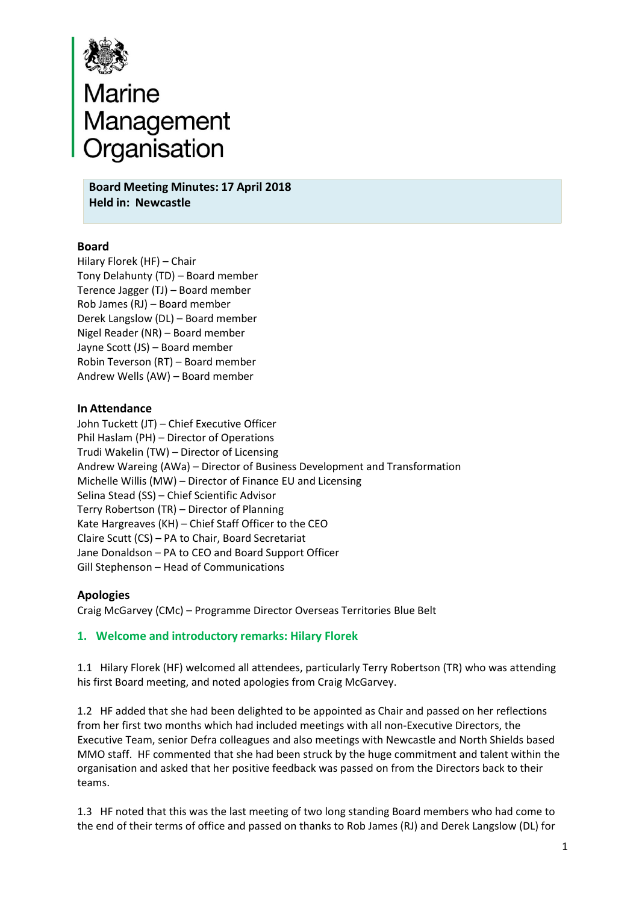# Marine Management Organisation

**Board Meeting Minutes: 17 April 2018**
**Held in: Newcastle**

### Board

Hilary Florek (HF) – Chair
Tony Delahunty (TD) – Board member
Terence Jagger (TJ) – Board member
Rob James (RJ) – Board member
Derek Langslow (DL) – Board member
Nigel Reader (NR) – Board member
Jayne Scott (JS) – Board member
Robin Teverson (RT) – Board member
Andrew Wells (AW) – Board member

### In Attendance

John Tuckett (JT) – Chief Executive Officer
Phil Haslam (PH) – Director of Operations
Trudi Wakelin (TW) – Director of Licensing
Andrew Wareing (AWa) – Director of Business Development and Transformation
Michelle Willis (MW) – Director of Finance EU and Licensing
Selina Stead (SS) – Chief Scientific Advisor
Terry Robertson (TR) – Director of Planning
Kate Hargreaves (KH) – Chief Staff Officer to the CEO
Claire Scutt (CS) – PA to Chair, Board Secretariat
Jane Donaldson – PA to CEO and Board Support Officer
Gill Stephenson – Head of Communications

### Apologies

Craig McGarvey (CMc) – Programme Director Overseas Territories Blue Belt

## 1. Welcome and introductory remarks: Hilary Florek

1.1 Hilary Florek (HF) welcomed all attendees, particularly Terry Robertson (TR) who was attending his first Board meeting, and noted apologies from Craig McGarvey.

1.2 HF added that she had been delighted to be appointed as Chair and passed on her reflections from her first two months which had included meetings with all non-Executive Directors, the Executive Team, senior Defra colleagues and also meetings with Newcastle and North Shields based MMO staff. HF commented that she had been struck by the huge commitment and talent within the organisation and asked that her positive feedback was passed on from the Directors back to their teams.

1.3 HF noted that this was the last meeting of two long standing Board members who had come to the end of their terms of office and passed on thanks to Rob James (RJ) and Derek Langslow (DL) for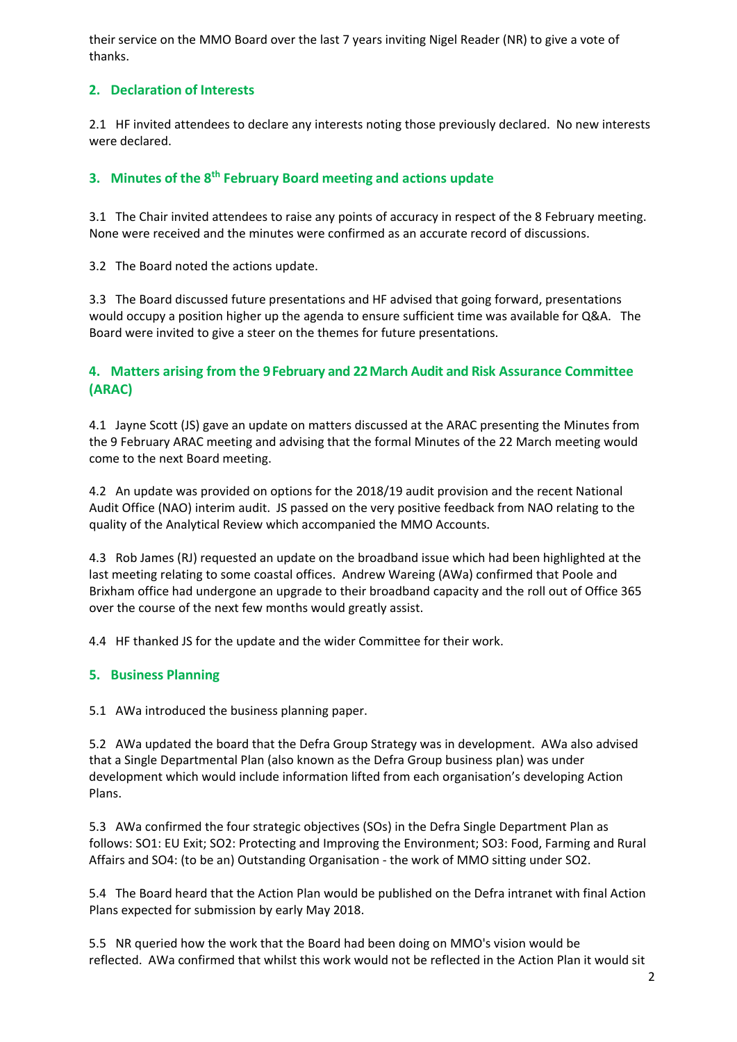their service on the MMO Board over the last 7 years inviting Nigel Reader (NR) to give a vote of thanks.

## 2. Declaration of Interests

2.1 HF invited attendees to declare any interests noting those previously declared. No new interests were declared.

## 3. Minutes of the 8th February Board meeting and actions update

3.1 The Chair invited attendees to raise any points of accuracy in respect of the 8 February meeting. None were received and the minutes were confirmed as an accurate record of discussions.

3.2 The Board noted the actions update.

3.3 The Board discussed future presentations and HF advised that going forward, presentations would occupy a position higher up the agenda to ensure sufficient time was available for Q&A. The Board were invited to give a steer on the themes for future presentations.

## 4. Matters arising from the 9 February and 22 March Audit and Risk Assurance Committee (ARAC)

4.1 Jayne Scott (JS) gave an update on matters discussed at the ARAC presenting the Minutes from the 9 February ARAC meeting and advising that the formal Minutes of the 22 March meeting would come to the next Board meeting.

4.2 An update was provided on options for the 2018/19 audit provision and the recent National Audit Office (NAO) interim audit. JS passed on the very positive feedback from NAO relating to the quality of the Analytical Review which accompanied the MMO Accounts.

4.3 Rob James (RJ) requested an update on the broadband issue which had been highlighted at the last meeting relating to some coastal offices. Andrew Wareing (AWa) confirmed that Poole and Brixham office had undergone an upgrade to their broadband capacity and the roll out of Office 365 over the course of the next few months would greatly assist.

4.4 HF thanked JS for the update and the wider Committee for their work.

## 5. Business Planning

5.1 AWa introduced the business planning paper.

5.2 AWa updated the board that the Defra Group Strategy was in development. AWa also advised that a Single Departmental Plan (also known as the Defra Group business plan) was under development which would include information lifted from each organisation's developing Action Plans.

5.3 AWa confirmed the four strategic objectives (SOs) in the Defra Single Department Plan as follows: SO1: EU Exit; SO2: Protecting and Improving the Environment; SO3: Food, Farming and Rural Affairs and SO4: (to be an) Outstanding Organisation - the work of MMO sitting under SO2.

5.4 The Board heard that the Action Plan would be published on the Defra intranet with final Action Plans expected for submission by early May 2018.

5.5 NR queried how the work that the Board had been doing on MMO's vision would be reflected. AWa confirmed that whilst this work would not be reflected in the Action Plan it would sit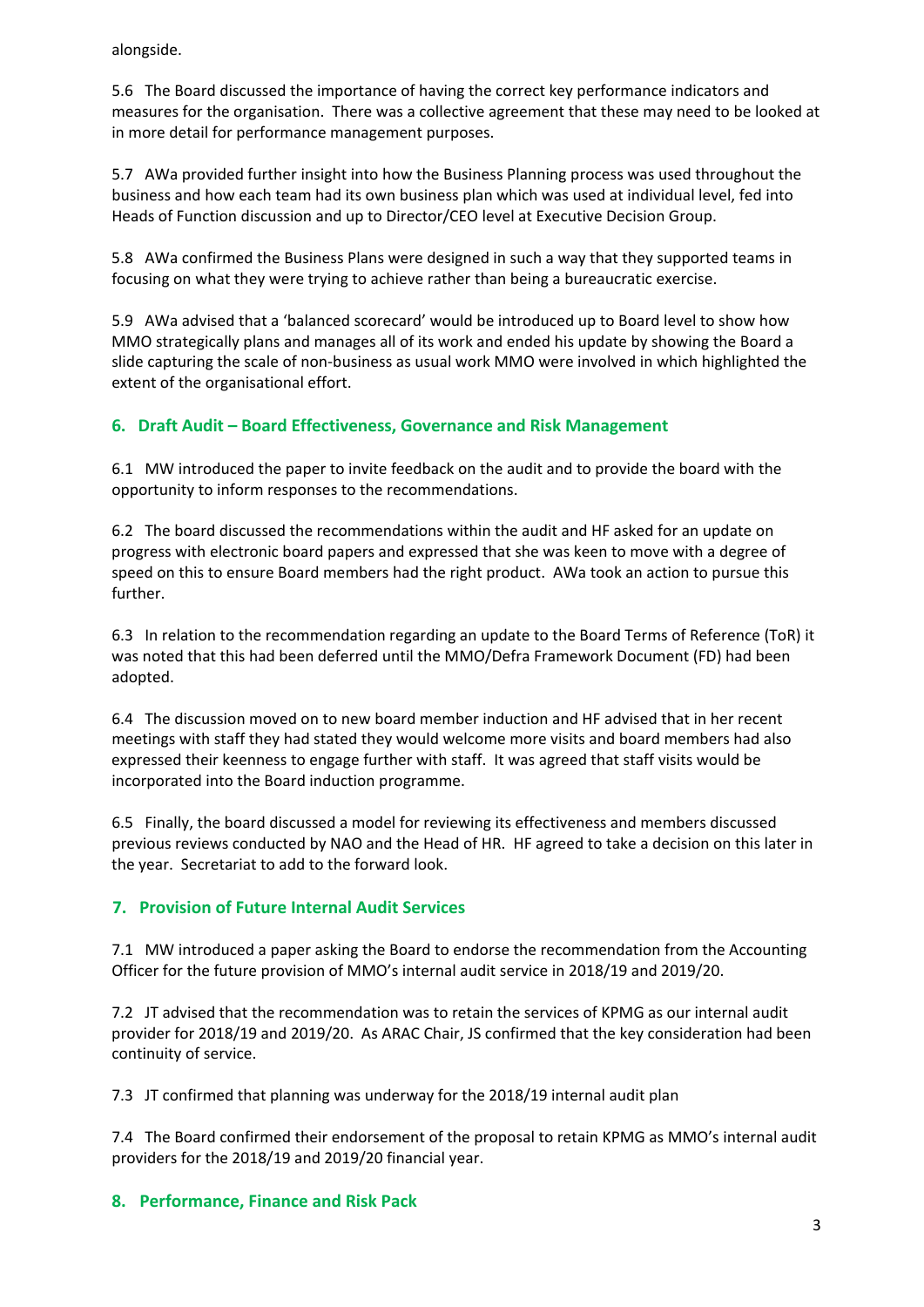alongside.

5.6 The Board discussed the importance of having the correct key performance indicators and measures for the organisation. There was a collective agreement that these may need to be looked at in more detail for performance management purposes.

5.7 AWa provided further insight into how the Business Planning process was used throughout the business and how each team had its own business plan which was used at individual level, fed into Heads of Function discussion and up to Director/CEO level at Executive Decision Group.

5.8 AWa confirmed the Business Plans were designed in such a way that they supported teams in focusing on what they were trying to achieve rather than being a bureaucratic exercise.

5.9 AWa advised that a 'balanced scorecard' would be introduced up to Board level to show how MMO strategically plans and manages all of its work and ended his update by showing the Board a slide capturing the scale of non-business as usual work MMO were involved in which highlighted the extent of the organisational effort.

## 6. Draft Audit – Board Effectiveness, Governance and Risk Management

6.1 MW introduced the paper to invite feedback on the audit and to provide the board with the opportunity to inform responses to the recommendations.

6.2 The board discussed the recommendations within the audit and HF asked for an update on progress with electronic board papers and expressed that she was keen to move with a degree of speed on this to ensure Board members had the right product. AWa took an action to pursue this further.

6.3 In relation to the recommendation regarding an update to the Board Terms of Reference (ToR) it was noted that this had been deferred until the MMO/Defra Framework Document (FD) had been adopted.

6.4 The discussion moved on to new board member induction and HF advised that in her recent meetings with staff they had stated they would welcome more visits and board members had also expressed their keenness to engage further with staff. It was agreed that staff visits would be incorporated into the Board induction programme.

6.5 Finally, the board discussed a model for reviewing its effectiveness and members discussed previous reviews conducted by NAO and the Head of HR. HF agreed to take a decision on this later in the year. Secretariat to add to the forward look.

## 7. Provision of Future Internal Audit Services

7.1 MW introduced a paper asking the Board to endorse the recommendation from the Accounting Officer for the future provision of MMO's internal audit service in 2018/19 and 2019/20.

7.2 JT advised that the recommendation was to retain the services of KPMG as our internal audit provider for 2018/19 and 2019/20. As ARAC Chair, JS confirmed that the key consideration had been continuity of service.

7.3 JT confirmed that planning was underway for the 2018/19 internal audit plan

7.4 The Board confirmed their endorsement of the proposal to retain KPMG as MMO's internal audit providers for the 2018/19 and 2019/20 financial year.

## 8. Performance, Finance and Risk Pack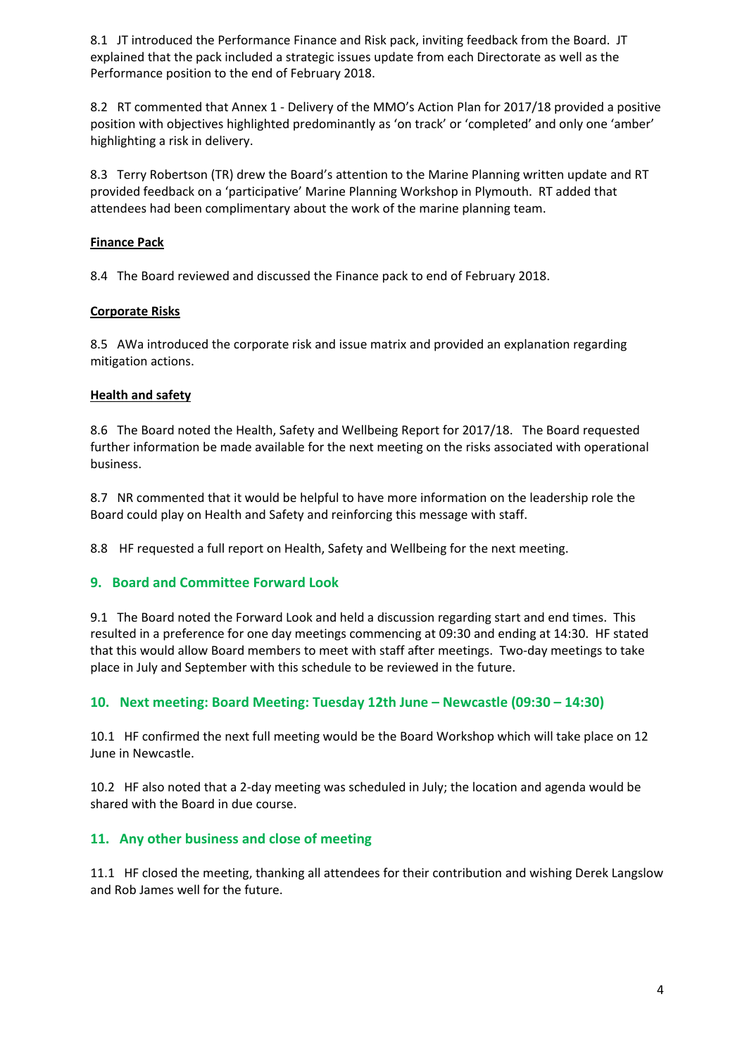8.1 JT introduced the Performance Finance and Risk pack, inviting feedback from the Board. JT explained that the pack included a strategic issues update from each Directorate as well as the Performance position to the end of February 2018.

8.2 RT commented that Annex 1 - Delivery of the MMO's Action Plan for 2017/18 provided a positive position with objectives highlighted predominantly as 'on track' or 'completed' and only one 'amber' highlighting a risk in delivery.

8.3 Terry Robertson (TR) drew the Board's attention to the Marine Planning written update and RT provided feedback on a 'participative' Marine Planning Workshop in Plymouth. RT added that attendees had been complimentary about the work of the marine planning team.

**Finance Pack**

8.4 The Board reviewed and discussed the Finance pack to end of February 2018.

**Corporate Risks**

8.5 AWa introduced the corporate risk and issue matrix and provided an explanation regarding mitigation actions.

**Health and safety**

8.6 The Board noted the Health, Safety and Wellbeing Report for 2017/18. The Board requested further information be made available for the next meeting on the risks associated with operational business.

8.7 NR commented that it would be helpful to have more information on the leadership role the Board could play on Health and Safety and reinforcing this message with staff.

8.8 HF requested a full report on Health, Safety and Wellbeing for the next meeting.

## 9. Board and Committee Forward Look

9.1 The Board noted the Forward Look and held a discussion regarding start and end times. This resulted in a preference for one day meetings commencing at 09:30 and ending at 14:30. HF stated that this would allow Board members to meet with staff after meetings. Two-day meetings to take place in July and September with this schedule to be reviewed in the future.

## 10. Next meeting: Board Meeting: Tuesday 12th June – Newcastle (09:30 – 14:30)

10.1 HF confirmed the next full meeting would be the Board Workshop which will take place on 12 June in Newcastle.

10.2 HF also noted that a 2-day meeting was scheduled in July; the location and agenda would be shared with the Board in due course.

## 11. Any other business and close of meeting

11.1 HF closed the meeting, thanking all attendees for their contribution and wishing Derek Langslow and Rob James well for the future.